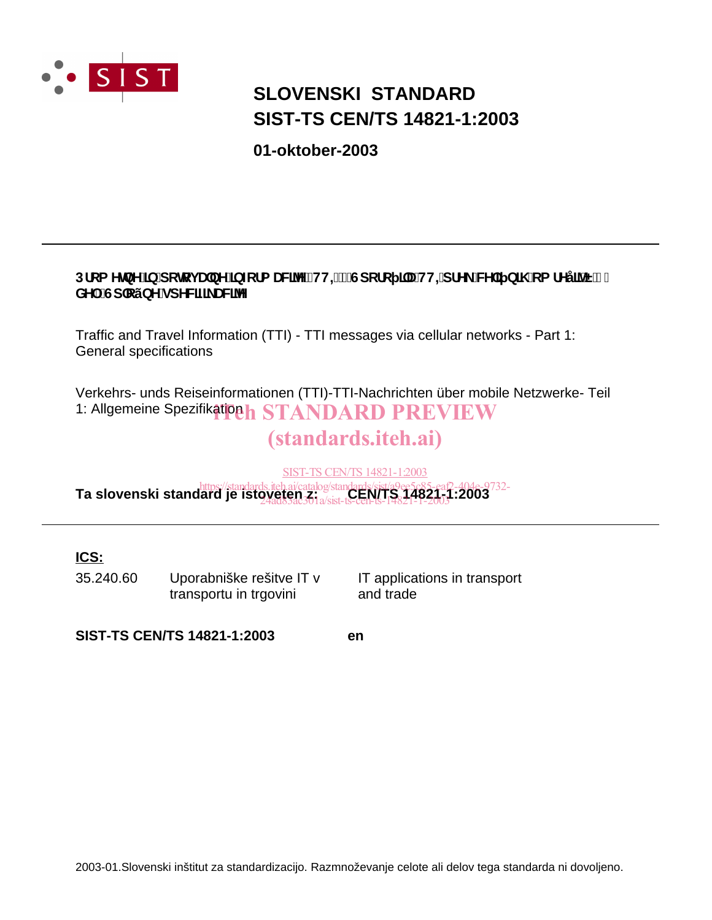# SLOVENSKI STANDARD
# SIST-TS CEN/TS 14821-1:2003

**01-oktober-2003**

---

**Prometne in potovalne informacije (TTI) - Sporočila TTI prek celičnih omrežij - 1. del: Splošne specifikacije**

Traffic and Travel Information (TTI) - TTI messages via cellular networks - Part 1: General specifications

Verkehrs- unds Reiseinformationen (TTI)-TTI-Nachrichten über mobile Netzwerke- Teil 1: Allgemeine Spezifikation

iTeh STANDARD PREVIEW
(standards.iteh.ai)

SIST-TS CEN/TS 14821-1:2003
https://standards.iteh.ai/catalog/standards/sist/a9ee5c85-eaf2-404e-9732-24ad83ac301a/sist-ts-cen-ts-14821-1-2003

**Ta slovenski standard je istoveten z: CEN/TS 14821-1:2003**

---

**ICS:**

| | | |
|---|---|---|
| 35.240.60 | Uporabniške rešitve IT v transportu in trgovini | IT applications in transport and trade |

**SIST-TS CEN/TS 14821-1:2003** **en**

2003-01.Slovenski inštitut za standardizacijo. Razmnoževanje celote ali delov tega standarda ni dovoljeno.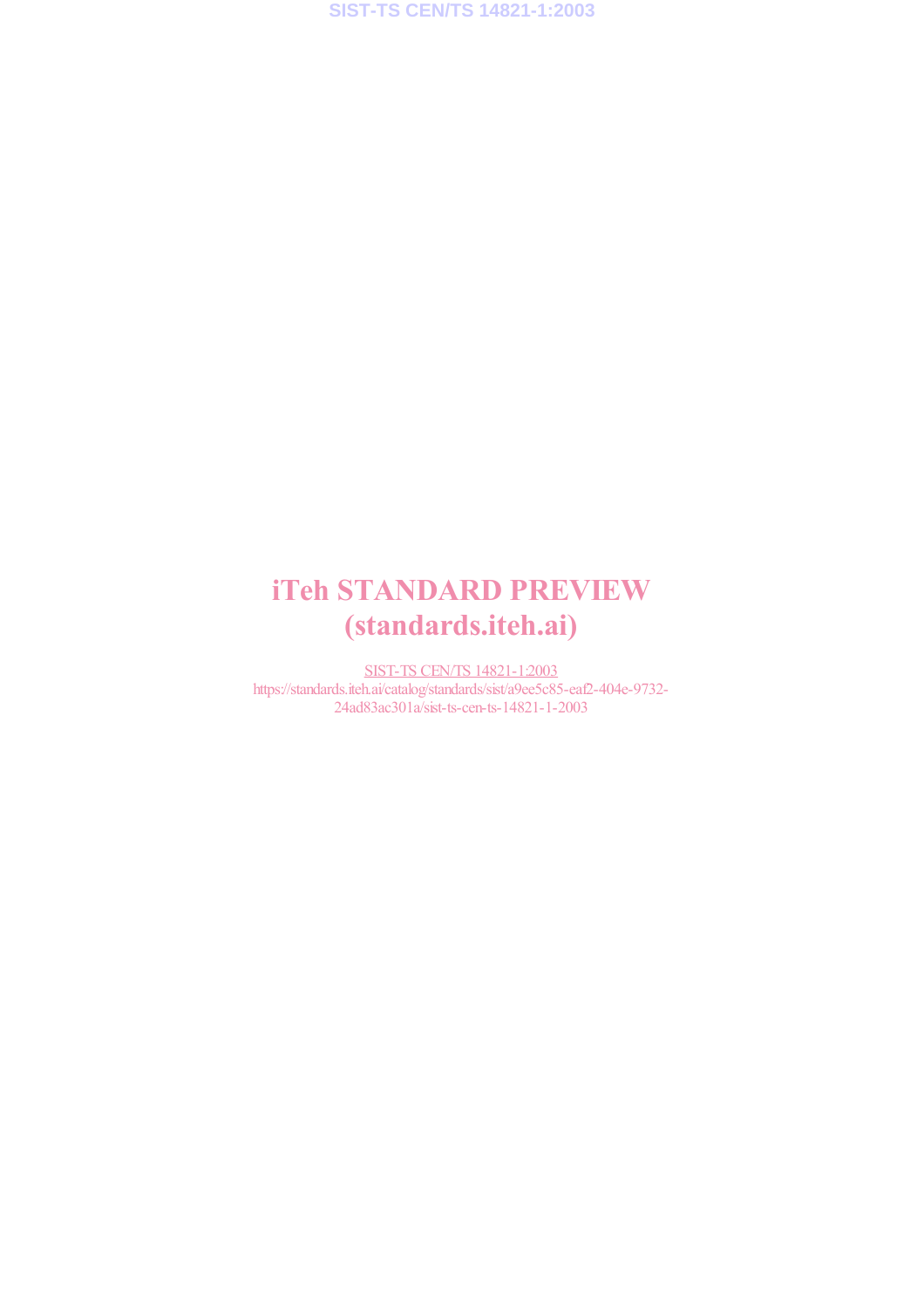# iTeh STANDARD PREVIEW
# (standards.iteh.ai)

SIST-TS CEN/TS 14821-1:2003

https://standards.iteh.ai/catalog/standards/sist/a9ee5c85-eaf2-404e-9732-24ad83ac301a/sist-ts-cen-ts-14821-1-2003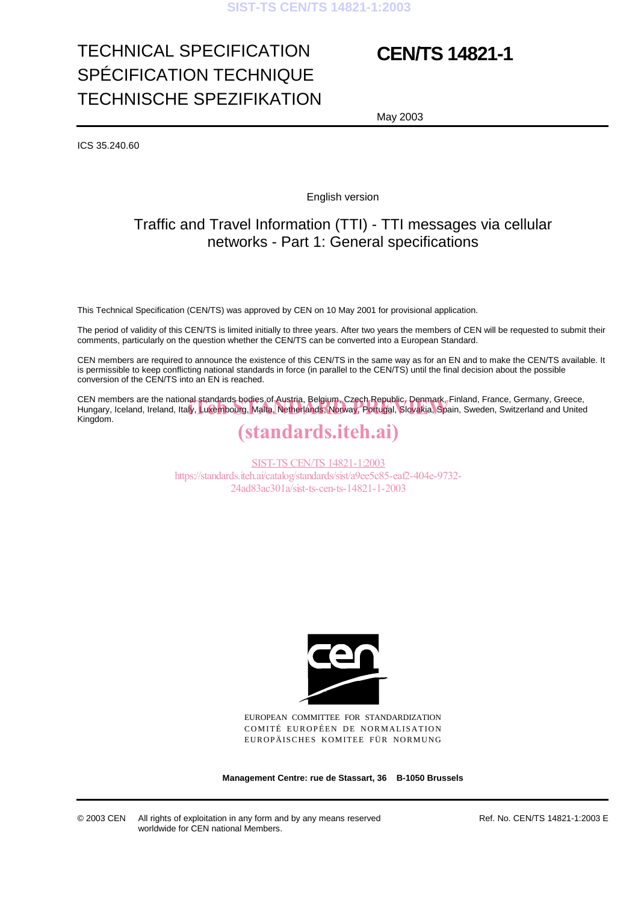# TECHNICAL SPECIFICATION
# SPÉCIFICATION TECHNIQUE
# TECHNISCHE SPEZIFIKATION

# CEN/TS 14821-1

May 2003

ICS 35.240.60

English version

## Traffic and Travel Information (TTI) - TTI messages via cellular networks - Part 1: General specifications

This Technical Specification (CEN/TS) was approved by CEN on 10 May 2001 for provisional application.

The period of validity of this CEN/TS is limited initially to three years. After two years the members of CEN will be requested to submit their comments, particularly on the question whether the CEN/TS can be converted into a European Standard.

CEN members are required to announce the existence of this CEN/TS in the same way as for an EN and to make the CEN/TS available. It is permissible to keep conflicting national standards in force (in parallel to the CEN/TS) until the final decision about the possible conversion of the CEN/TS into an EN is reached.

CEN members are the national standards bodies of Austria, Belgium, Czech Republic, Denmark, Finland, France, Germany, Greece, Hungary, Iceland, Ireland, Italy, Luxembourg, Malta, Netherlands, Norway, Portugal, Slovakia, Spain, Sweden, Switzerland and United Kingdom.

EUROPEAN COMMITTEE FOR STANDARDIZATION
COMITÉ EUROPÉEN DE NORMALISATION
EUROPÄISCHES KOMITEE FÜR NORMUNG

**Management Centre: rue de Stassart, 36 B-1050 Brussels**

© 2003 CEN All rights of exploitation in any form and by any means reserved worldwide for CEN national Members.

Ref. No. CEN/TS 14821-1:2003 E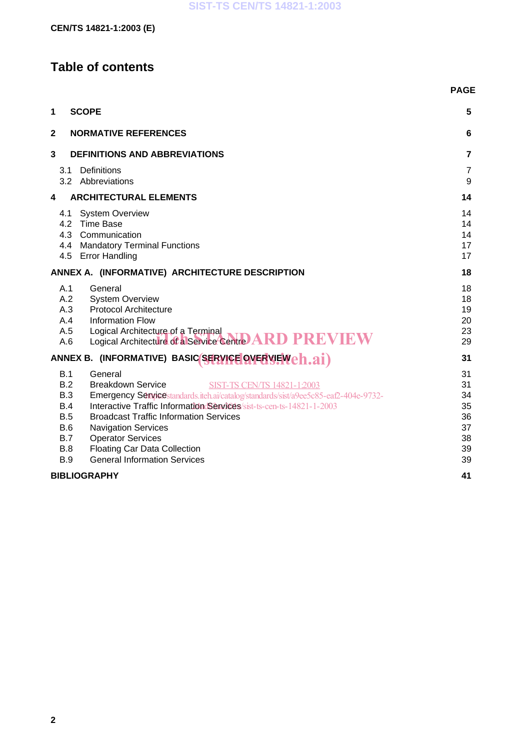## Table of contents

| | | PAGE |
|---|---|---|
| **1** | **SCOPE** | **5** |
| **2** | **NORMATIVE REFERENCES** | **6** |
| **3** | **DEFINITIONS AND ABBREVIATIONS** | **7** |
| 3.1 | Definitions | 7 |
| 3.2 | Abbreviations | 9 |
| **4** | **ARCHITECTURAL ELEMENTS** | **14** |
| 4.1 | System Overview | 14 |
| 4.2 | Time Base | 14 |
| 4.3 | Communication | 14 |
| 4.4 | Mandatory Terminal Functions | 17 |
| 4.5 | Error Handling | 17 |
| **ANNEX A.** | **(INFORMATIVE) ARCHITECTURE DESCRIPTION** | **18** |
| A.1 | General | 18 |
| A.2 | System Overview | 18 |
| A.3 | Protocol Architecture | 19 |
| A.4 | Information Flow | 20 |
| A.5 | Logical Architecture of a Terminal | 23 |
| A.6 | Logical Architecture of a Service Centre | 29 |
| **ANNEX B.** | **(INFORMATIVE) BASIC SERVICE OVERVIEW** | **31** |
| B.1 | General | 31 |
| B.2 | Breakdown Service | 31 |
| B.3 | Emergency Service | 34 |
| B.4 | Interactive Traffic Information Services | 35 |
| B.5 | Broadcast Traffic Information Services | 36 |
| B.6 | Navigation Services | 37 |
| B.7 | Operator Services | 38 |
| B.8 | Floating Car Data Collection | 39 |
| B.9 | General Information Services | 39 |
| **BIBLIOGRAPHY** | | **41** |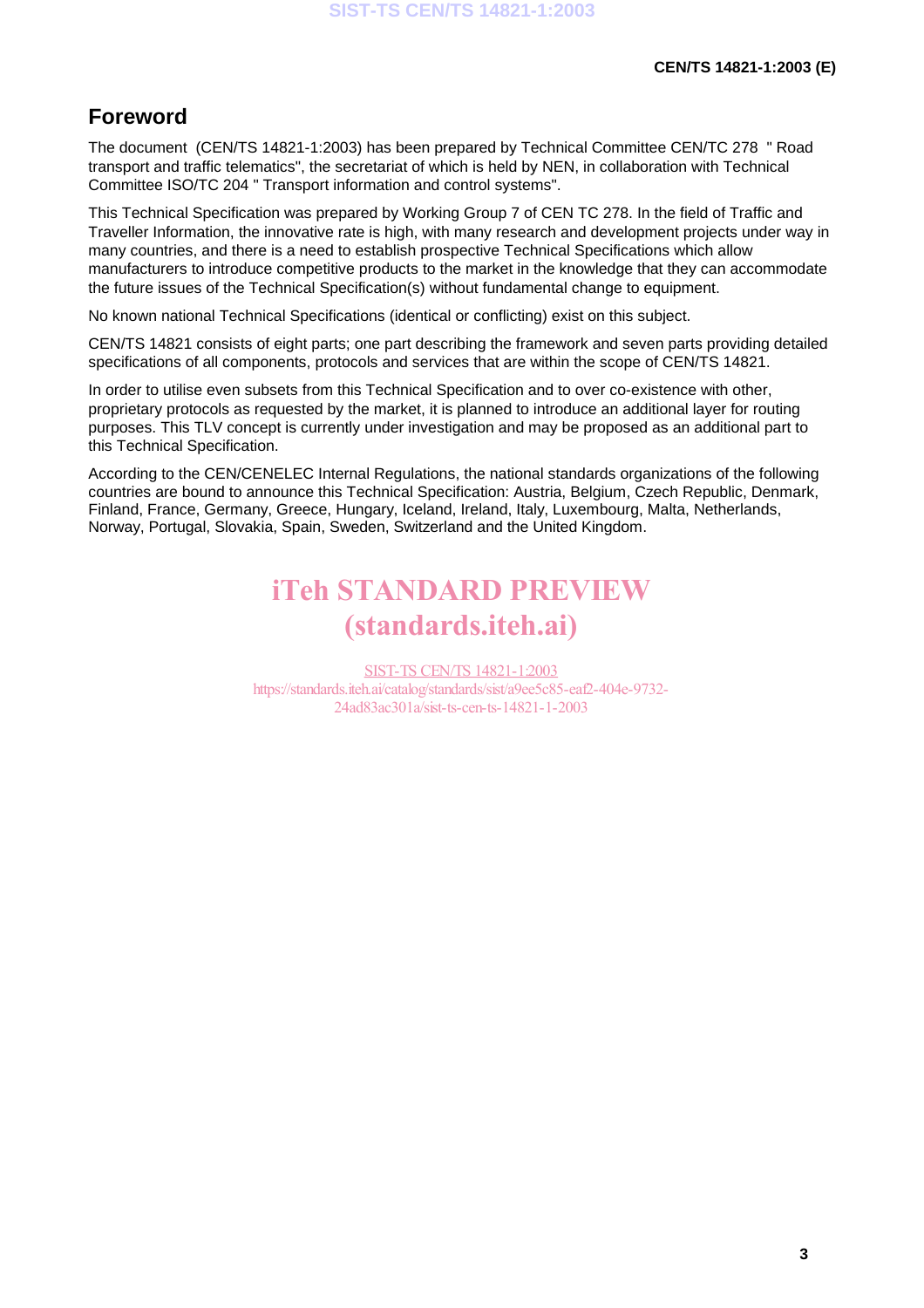# Foreword

The document (CEN/TS 14821-1:2003) has been prepared by Technical Committee CEN/TC 278 " Road transport and traffic telematics", the secretariat of which is held by NEN, in collaboration with Technical Committee ISO/TC 204 " Transport information and control systems".

This Technical Specification was prepared by Working Group 7 of CEN TC 278. In the field of Traffic and Traveller Information, the innovative rate is high, with many research and development projects under way in many countries, and there is a need to establish prospective Technical Specifications which allow manufacturers to introduce competitive products to the market in the knowledge that they can accommodate the future issues of the Technical Specification(s) without fundamental change to equipment.

No known national Technical Specifications (identical or conflicting) exist on this subject.

CEN/TS 14821 consists of eight parts; one part describing the framework and seven parts providing detailed specifications of all components, protocols and services that are within the scope of CEN/TS 14821.

In order to utilise even subsets from this Technical Specification and to over co-existence with other, proprietary protocols as requested by the market, it is planned to introduce an additional layer for routing purposes. This TLV concept is currently under investigation and may be proposed as an additional part to this Technical Specification.

According to the CEN/CENELEC Internal Regulations, the national standards organizations of the following countries are bound to announce this Technical Specification: Austria, Belgium, Czech Republic, Denmark, Finland, France, Germany, Greece, Hungary, Iceland, Ireland, Italy, Luxembourg, Malta, Netherlands, Norway, Portugal, Slovakia, Spain, Sweden, Switzerland and the United Kingdom.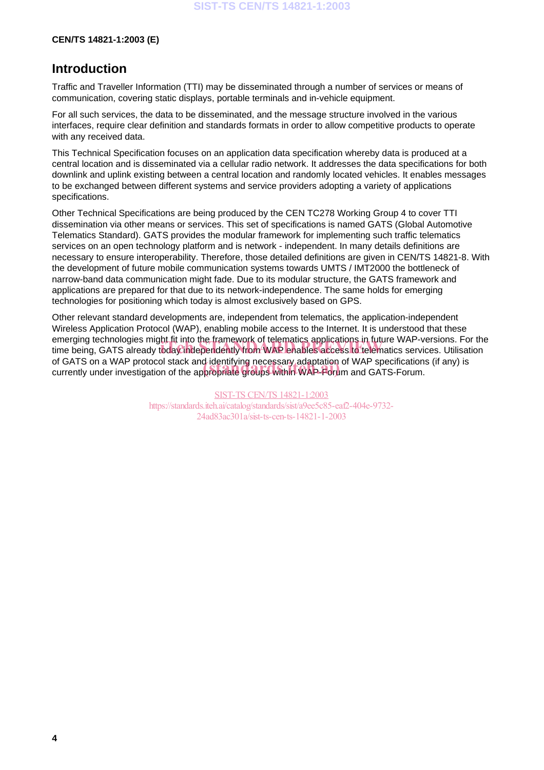## Introduction

Traffic and Traveller Information (TTI) may be disseminated through a number of services or means of communication, covering static displays, portable terminals and in-vehicle equipment.

For all such services, the data to be disseminated, and the message structure involved in the various interfaces, require clear definition and standards formats in order to allow competitive products to operate with any received data.

This Technical Specification focuses on an application data specification whereby data is produced at a central location and is disseminated via a cellular radio network. It addresses the data specifications for both downlink and uplink existing between a central location and randomly located vehicles. It enables messages to be exchanged between different systems and service providers adopting a variety of applications specifications.

Other Technical Specifications are being produced by the CEN TC278 Working Group 4 to cover TTI dissemination via other means or services. This set of specifications is named GATS (Global Automotive Telematics Standard). GATS provides the modular framework for implementing such traffic telematics services on an open technology platform and is network - independent. In many details definitions are necessary to ensure interoperability. Therefore, those detailed definitions are given in CEN/TS 14821-8. With the development of future mobile communication systems towards UMTS / IMT2000 the bottleneck of narrow-band data communication might fade. Due to its modular structure, the GATS framework and applications are prepared for that due to its network-independence. The same holds for emerging technologies for positioning which today is almost exclusively based on GPS.

Other relevant standard developments are, independent from telematics, the application-independent Wireless Application Protocol (WAP), enabling mobile access to the Internet. It is understood that these emerging technologies might fit into the framework of telematics applications in future WAP-versions. For the time being, GATS already today independently from WAP enables access to telematics services. Utilisation of GATS on a WAP protocol stack and identifying necessary adaptation of WAP specifications (if any) is currently under investigation of the appropriate groups within WAP-Forum and GATS-Forum.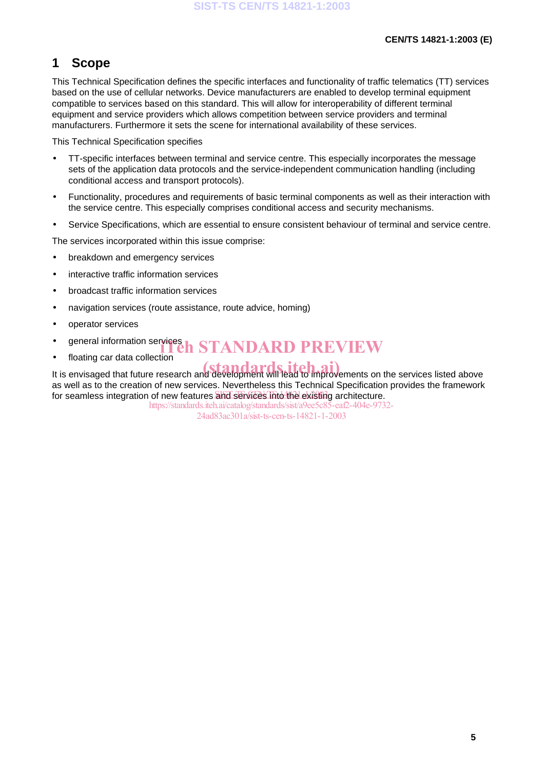# 1 Scope

This Technical Specification defines the specific interfaces and functionality of traffic telematics (TT) services based on the use of cellular networks. Device manufacturers are enabled to develop terminal equipment compatible to services based on this standard. This will allow for interoperability of different terminal equipment and service providers which allows competition between service providers and terminal manufacturers. Furthermore it sets the scene for international availability of these services.

This Technical Specification specifies

- TT-specific interfaces between terminal and service centre. This especially incorporates the message sets of the application data protocols and the service-independent communication handling (including conditional access and transport protocols).
- Functionality, procedures and requirements of basic terminal components as well as their interaction with the service centre. This especially comprises conditional access and security mechanisms.
- Service Specifications, which are essential to ensure consistent behaviour of terminal and service centre.

The services incorporated within this issue comprise:

- breakdown and emergency services
- interactive traffic information services
- broadcast traffic information services
- navigation services (route assistance, route advice, homing)
- operator services
- general information services
- floating car data collection

It is envisaged that future research and development will lead to improvements on the services listed above as well as to the creation of new services. Nevertheless this Technical Specification provides the framework for seamless integration of new features and services into the existing architecture.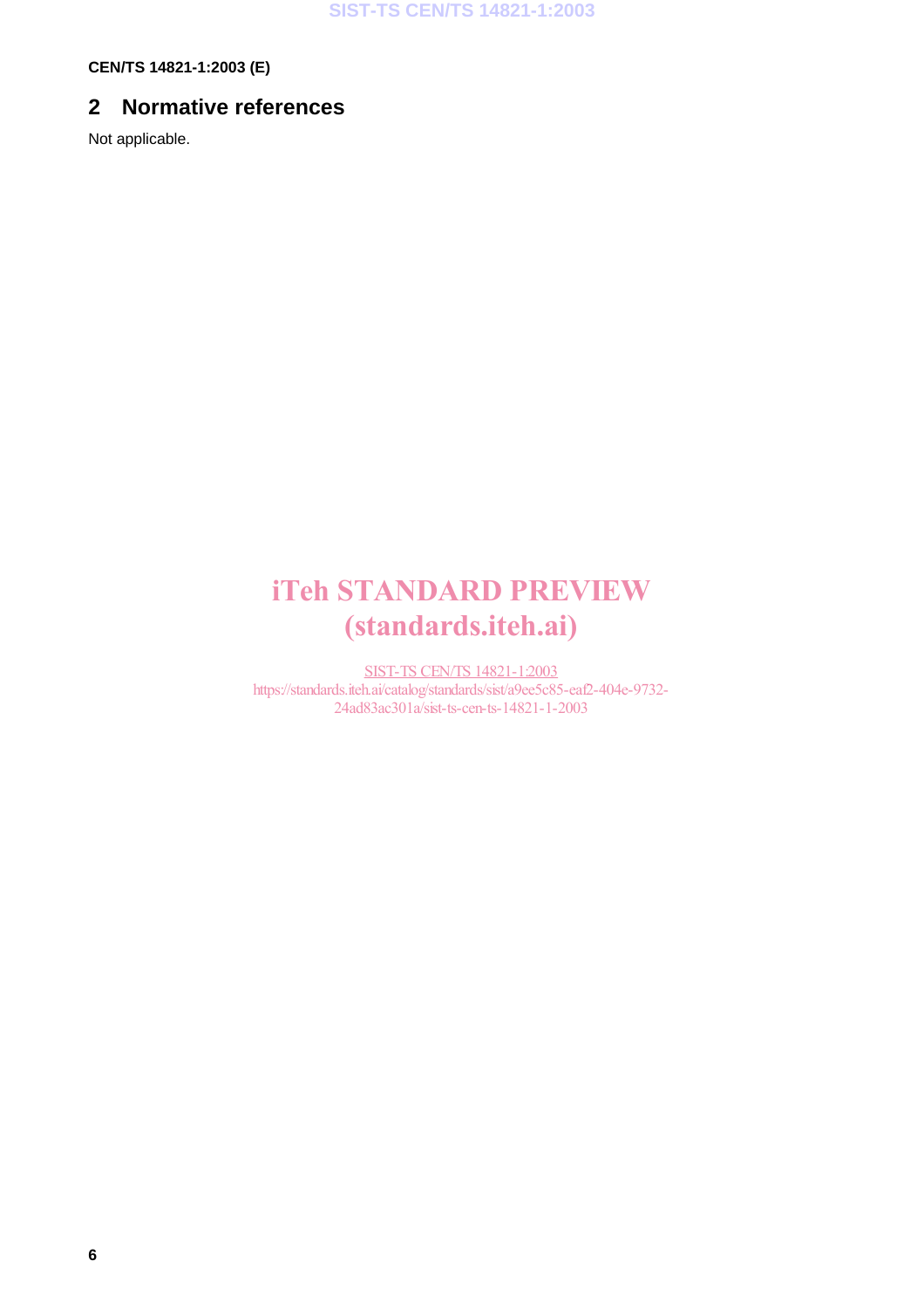## 2 Normative references

Not applicable.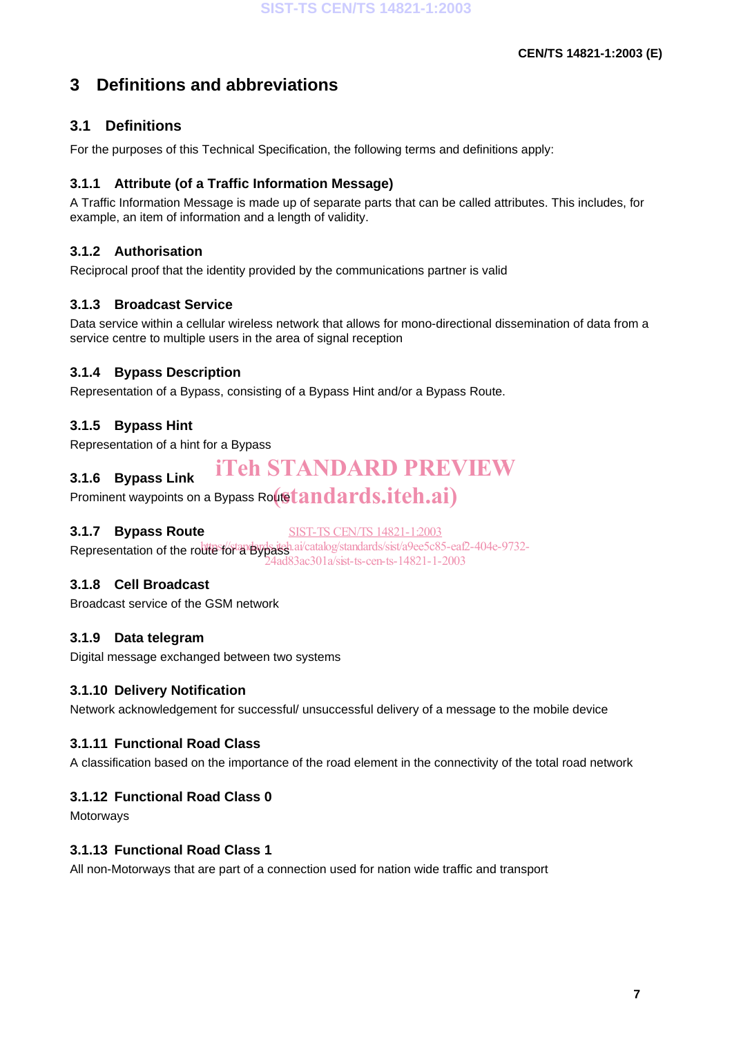# 3 Definitions and abbreviations

## 3.1 Definitions

For the purposes of this Technical Specification, the following terms and definitions apply:

### 3.1.1 Attribute (of a Traffic Information Message)

A Traffic Information Message is made up of separate parts that can be called attributes. This includes, for example, an item of information and a length of validity.

### 3.1.2 Authorisation

Reciprocal proof that the identity provided by the communications partner is valid

### 3.1.3 Broadcast Service

Data service within a cellular wireless network that allows for mono-directional dissemination of data from a service centre to multiple users in the area of signal reception

### 3.1.4 Bypass Description

Representation of a Bypass, consisting of a Bypass Hint and/or a Bypass Route.

### 3.1.5 Bypass Hint

Representation of a hint for a Bypass

### 3.1.6 Bypass Link

Prominent waypoints on a Bypass Route

### 3.1.7 Bypass Route

Representation of the route for a Bypass

### 3.1.8 Cell Broadcast

Broadcast service of the GSM network

### 3.1.9 Data telegram

Digital message exchanged between two systems

### 3.1.10 Delivery Notification

Network acknowledgement for successful/ unsuccessful delivery of a message to the mobile device

### 3.1.11 Functional Road Class

A classification based on the importance of the road element in the connectivity of the total road network

### 3.1.12 Functional Road Class 0

Motorways

### 3.1.13 Functional Road Class 1

All non-Motorways that are part of a connection used for nation wide traffic and transport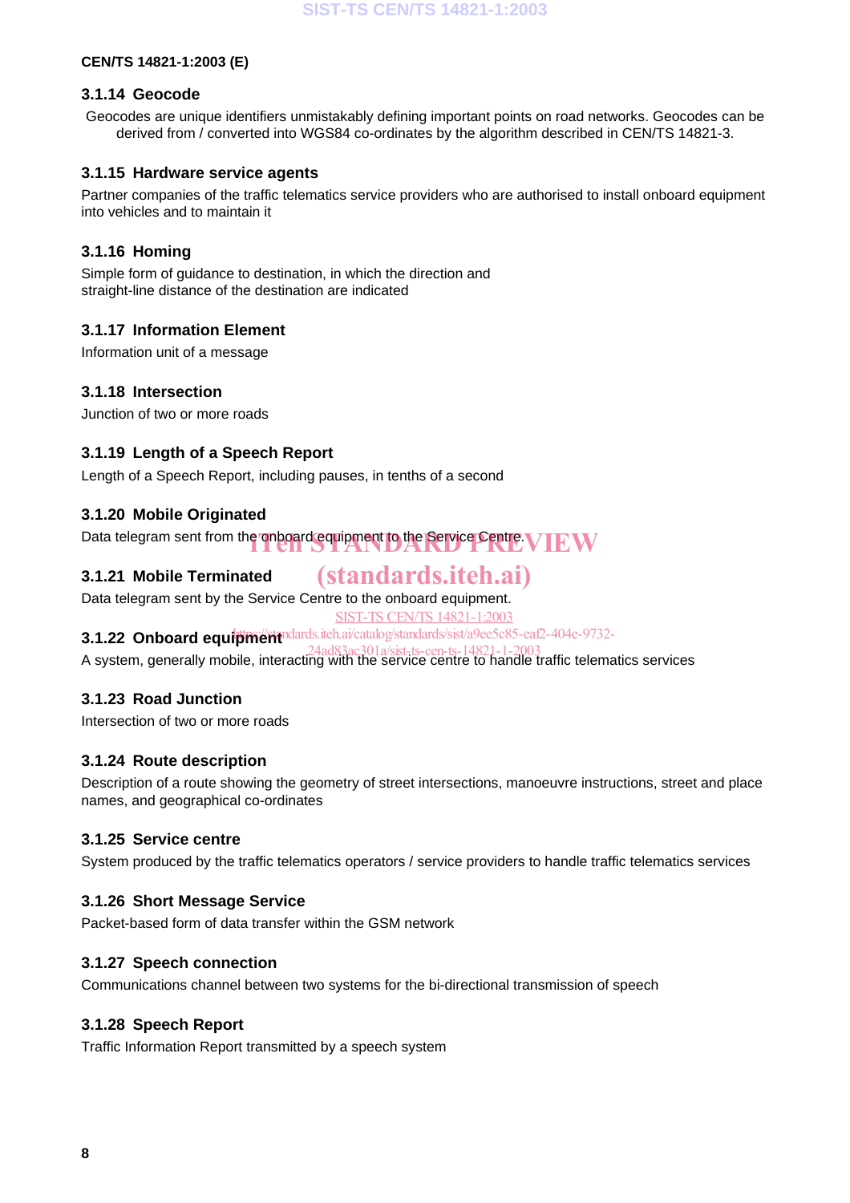### 3.1.14 Geocode

Geocodes are unique identifiers unmistakably defining important points on road networks. Geocodes can be derived from / converted into WGS84 co-ordinates by the algorithm described in CEN/TS 14821-3.

### 3.1.15 Hardware service agents

Partner companies of the traffic telematics service providers who are authorised to install onboard equipment into vehicles and to maintain it

### 3.1.16 Homing

Simple form of guidance to destination, in which the direction and straight-line distance of the destination are indicated

### 3.1.17 Information Element

Information unit of a message

### 3.1.18 Intersection

Junction of two or more roads

### 3.1.19 Length of a Speech Report

Length of a Speech Report, including pauses, in tenths of a second

### 3.1.20 Mobile Originated

Data telegram sent from the onboard equipment to the Service Centre.

### 3.1.21 Mobile Terminated

Data telegram sent by the Service Centre to the onboard equipment.

### 3.1.22 Onboard equipment

A system, generally mobile, interacting with the service centre to handle traffic telematics services

### 3.1.23 Road Junction

Intersection of two or more roads

### 3.1.24 Route description

Description of a route showing the geometry of street intersections, manoeuvre instructions, street and place names, and geographical co-ordinates

### 3.1.25 Service centre

System produced by the traffic telematics operators / service providers to handle traffic telematics services

### 3.1.26 Short Message Service

Packet-based form of data transfer within the GSM network

### 3.1.27 Speech connection

Communications channel between two systems for the bi-directional transmission of speech

### 3.1.28 Speech Report

Traffic Information Report transmitted by a speech system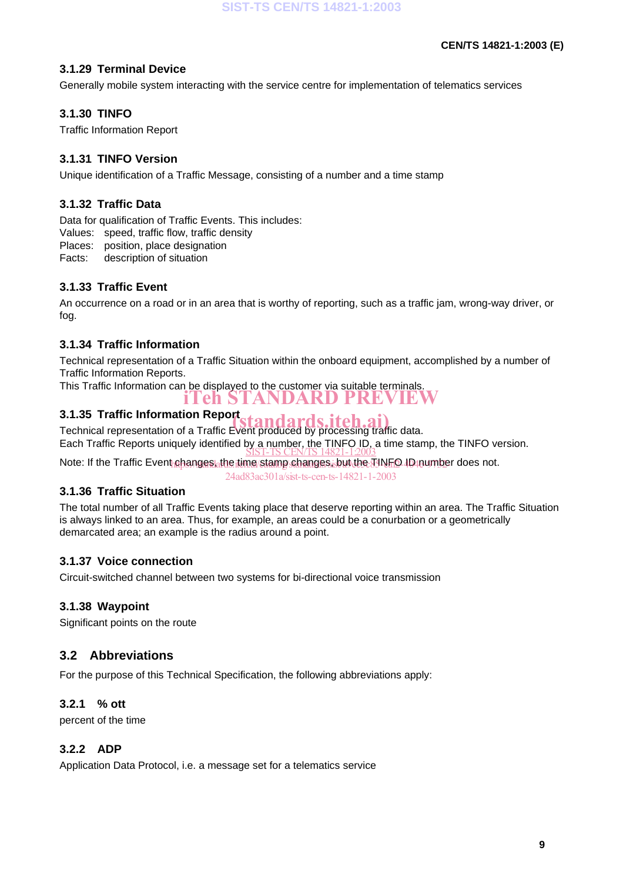### 3.1.29 Terminal Device

Generally mobile system interacting with the service centre for implementation of telematics services

### 3.1.30 TINFO

Traffic Information Report

### 3.1.31 TINFO Version

Unique identification of a Traffic Message, consisting of a number and a time stamp

### 3.1.32 Traffic Data

Data for qualification of Traffic Events. This includes:

Values: speed, traffic flow, traffic density

Places: position, place designation

Facts: description of situation

### 3.1.33 Traffic Event

An occurrence on a road or in an area that is worthy of reporting, such as a traffic jam, wrong-way driver, or fog.

### 3.1.34 Traffic Information

Technical representation of a Traffic Situation within the onboard equipment, accomplished by a number of Traffic Information Reports.

This Traffic Information can be displayed to the customer via suitable terminals.

### 3.1.35 Traffic Information Report

Technical representation of a Traffic Event produced by processing traffic data.

Each Traffic Reports uniquely identified by a number, the TINFO ID, a time stamp, the TINFO version.

Note: If the Traffic Event changes, the time stamp changes, but the TINFO ID number does not.

### 3.1.36 Traffic Situation

The total number of all Traffic Events taking place that deserve reporting within an area. The Traffic Situation is always linked to an area. Thus, for example, an areas could be a conurbation or a geometrically demarcated area; an example is the radius around a point.

### 3.1.37 Voice connection

Circuit-switched channel between two systems for bi-directional voice transmission

### 3.1.38 Waypoint

Significant points on the route

## 3.2 Abbreviations

For the purpose of this Technical Specification, the following abbreviations apply:

### 3.2.1 % ott

percent of the time

### 3.2.2 ADP

Application Data Protocol, i.e. a message set for a telematics service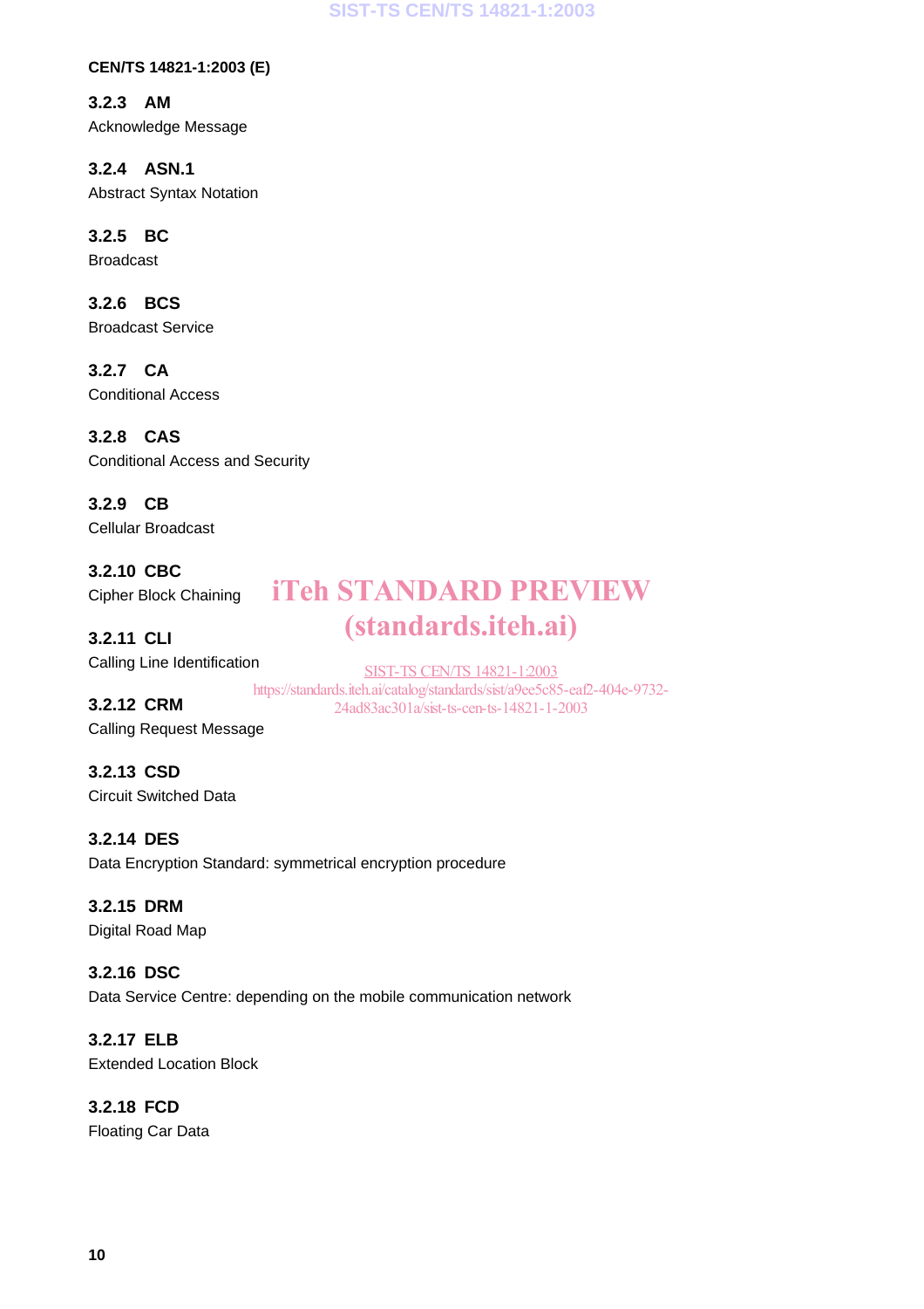### 3.2.3 AM
Acknowledge Message

### 3.2.4 ASN.1
Abstract Syntax Notation

### 3.2.5 BC
Broadcast

### 3.2.6 BCS
Broadcast Service

### 3.2.7 CA
Conditional Access

### 3.2.8 CAS
Conditional Access and Security

### 3.2.9 CB
Cellular Broadcast

### 3.2.10 CBC
Cipher Block Chaining

### 3.2.11 CLI
Calling Line Identification

### 3.2.12 CRM
Calling Request Message

### 3.2.13 CSD
Circuit Switched Data

### 3.2.14 DES
Data Encryption Standard: symmetrical encryption procedure

### 3.2.15 DRM
Digital Road Map

### 3.2.16 DSC
Data Service Centre: depending on the mobile communication network

### 3.2.17 ELB
Extended Location Block

### 3.2.18 FCD
Floating Car Data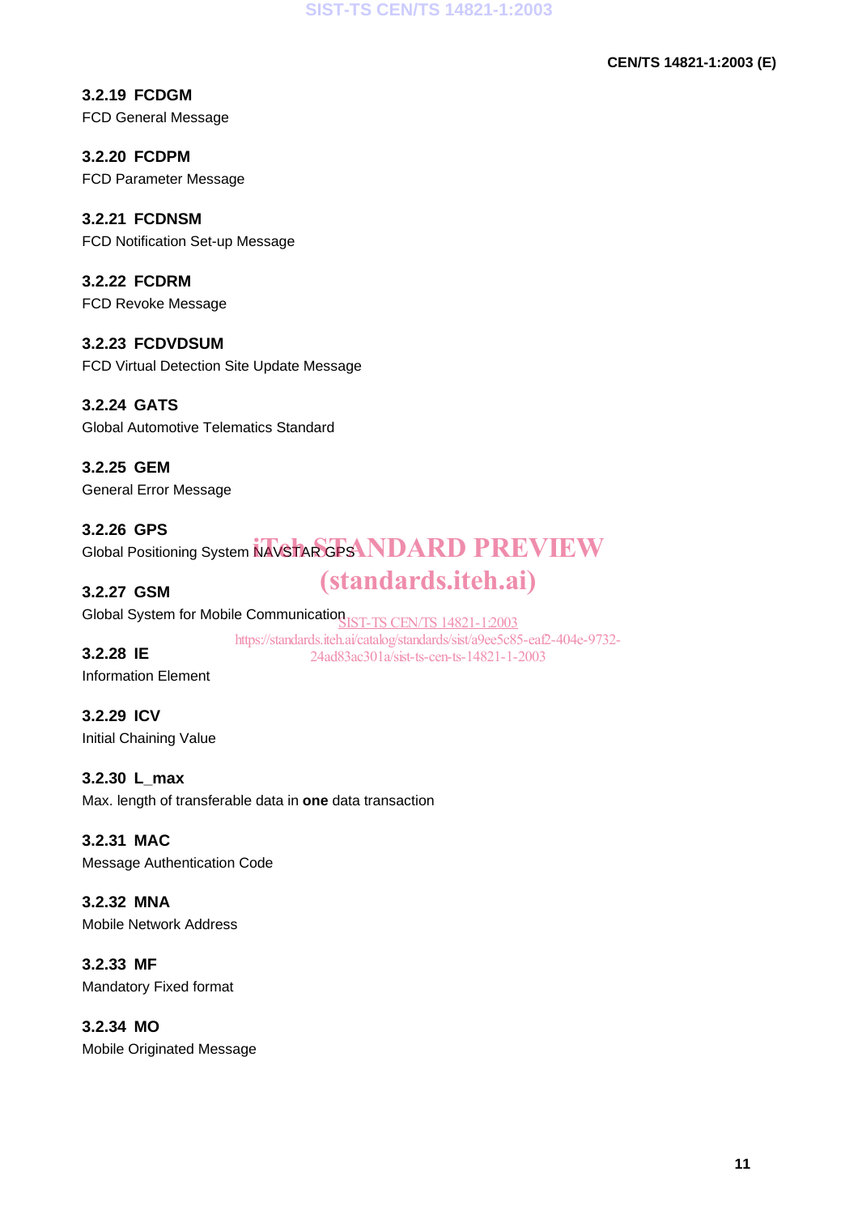**3.2.19 FCDGM**
FCD General Message

**3.2.20 FCDPM**
FCD Parameter Message

**3.2.21 FCDNSM**
FCD Notification Set-up Message

**3.2.22 FCDRM**
FCD Revoke Message

**3.2.23 FCDVDSUM**
FCD Virtual Detection Site Update Message

**3.2.24 GATS**
Global Automotive Telematics Standard

**3.2.25 GEM**
General Error Message

**3.2.26 GPS**
Global Positioning System NAVSTAR GPS

**3.2.27 GSM**
Global System for Mobile Communication

**3.2.28 IE**
Information Element

**3.2.29 ICV**
Initial Chaining Value

**3.2.30 L_max**
Max. length of transferable data in **one** data transaction

**3.2.31 MAC**
Message Authentication Code

**3.2.32 MNA**
Mobile Network Address

**3.2.33 MF**
Mandatory Fixed format

**3.2.34 MO**
Mobile Originated Message